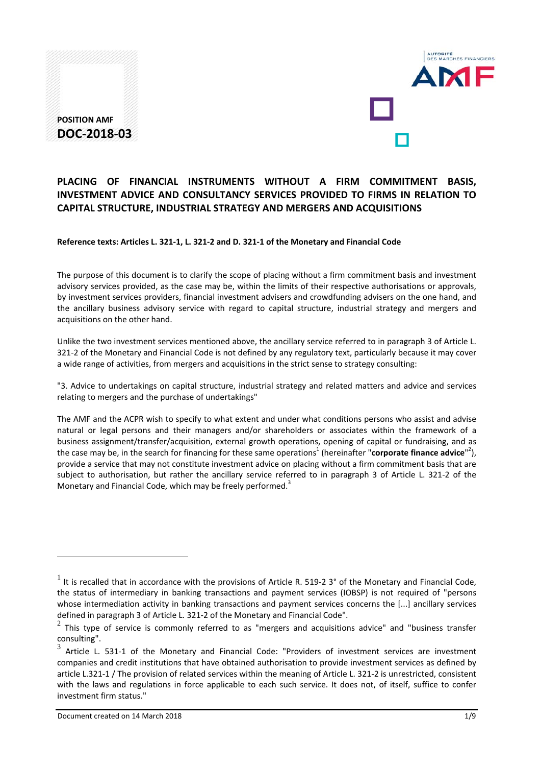**POSITION AMF**
**DOC-2018-03**

# PLACING OF FINANCIAL INSTRUMENTS WITHOUT A FIRM COMMITMENT BASIS, INVESTMENT ADVICE AND CONSULTANCY SERVICES PROVIDED TO FIRMS IN RELATION TO CAPITAL STRUCTURE, INDUSTRIAL STRATEGY AND MERGERS AND ACQUISITIONS

**Reference texts: Articles L. 321-1, L. 321-2 and D. 321-1 of the Monetary and Financial Code**

The purpose of this document is to clarify the scope of placing without a firm commitment basis and investment advisory services provided, as the case may be, within the limits of their respective authorisations or approvals, by investment services providers, financial investment advisers and crowdfunding advisers on the one hand, and the ancillary business advisory service with regard to capital structure, industrial strategy and mergers and acquisitions on the other hand.

Unlike the two investment services mentioned above, the ancillary service referred to in paragraph 3 of Article L. 321-2 of the Monetary and Financial Code is not defined by any regulatory text, particularly because it may cover a wide range of activities, from mergers and acquisitions in the strict sense to strategy consulting:

"3. Advice to undertakings on capital structure, industrial strategy and related matters and advice and services relating to mergers and the purchase of undertakings"

The AMF and the ACPR wish to specify to what extent and under what conditions persons who assist and advise natural or legal persons and their managers and/or shareholders or associates within the framework of a business assignment/transfer/acquisition, external growth operations, opening of capital or fundraising, and as the case may be, in the search for financing for these same operations[1] (hereinafter "**corporate finance advice**"[2]), provide a service that may not constitute investment advice on placing without a firm commitment basis that are subject to authorisation, but rather the ancillary service referred to in paragraph 3 of Article L. 321-2 of the Monetary and Financial Code, which may be freely performed.[3]

---

[1] It is recalled that in accordance with the provisions of Article R. 519-2 3° of the Monetary and Financial Code, the status of intermediary in banking transactions and payment services (IOBSP) is not required of "persons whose intermediation activity in banking transactions and payment services concerns the [...] ancillary services defined in paragraph 3 of Article L. 321-2 of the Monetary and Financial Code".

[2] This type of service is commonly referred to as "mergers and acquisitions advice" and "business transfer consulting".

[3] Article L. 531-1 of the Monetary and Financial Code: "Providers of investment services are investment companies and credit institutions that have obtained authorisation to provide investment services as defined by article L.321-1 / The provision of related services within the meaning of Article L. 321-2 is unrestricted, consistent with the laws and regulations in force applicable to each such service. It does not, of itself, suffice to confer investment firm status."

Document created on 14 March 2018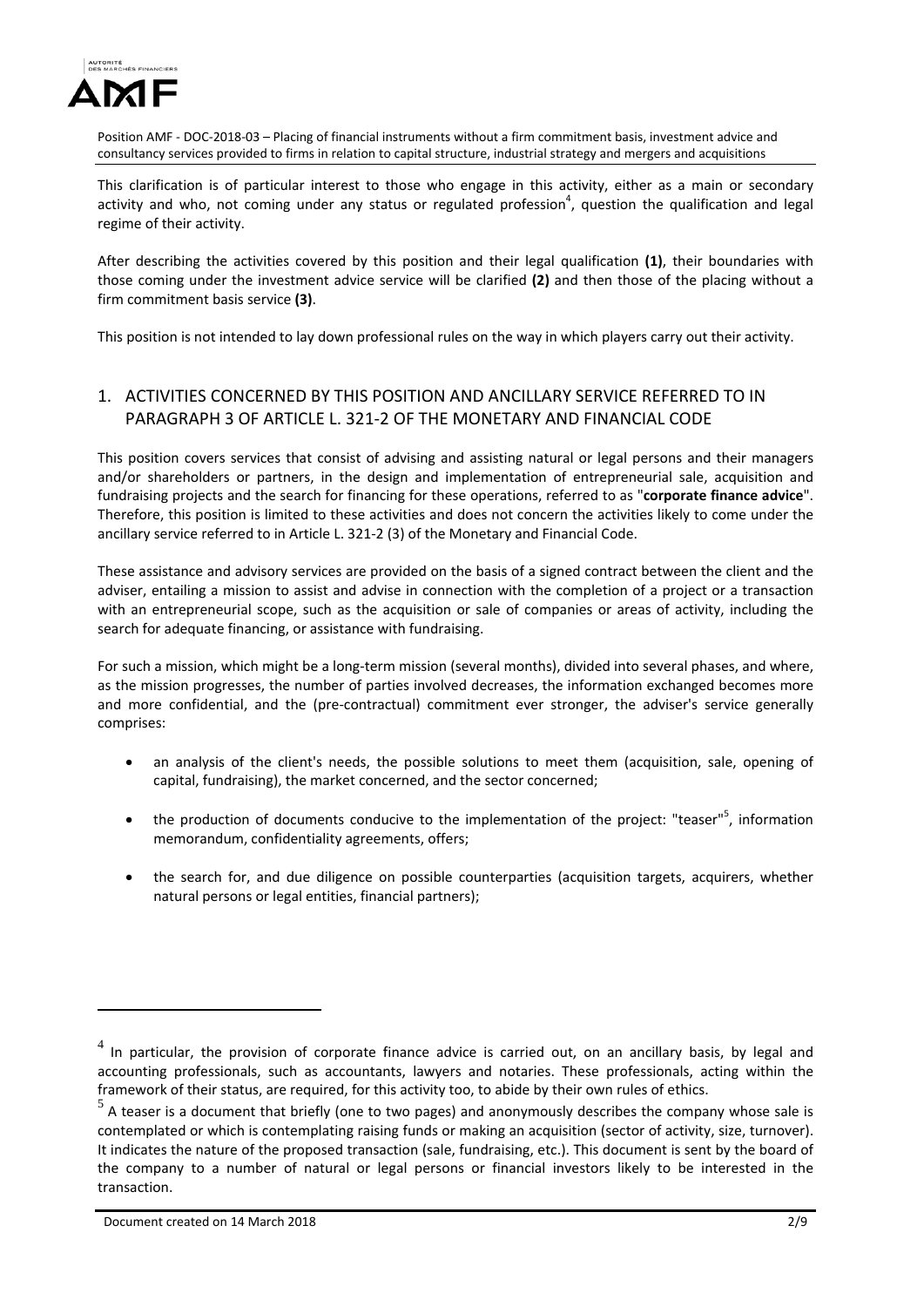This clarification is of particular interest to those who engage in this activity, either as a main or secondary activity and who, not coming under any status or regulated profession[4], question the qualification and legal regime of their activity.

After describing the activities covered by this position and their legal qualification **(1)**, their boundaries with those coming under the investment advice service will be clarified **(2)** and then those of the placing without a firm commitment basis service **(3)**.

This position is not intended to lay down professional rules on the way in which players carry out their activity.

## 1. ACTIVITIES CONCERNED BY THIS POSITION AND ANCILLARY SERVICE REFERRED TO IN PARAGRAPH 3 OF ARTICLE L. 321-2 OF THE MONETARY AND FINANCIAL CODE

This position covers services that consist of advising and assisting natural or legal persons and their managers and/or shareholders or partners, in the design and implementation of entrepreneurial sale, acquisition and fundraising projects and the search for financing for these operations, referred to as "**corporate finance advice**". Therefore, this position is limited to these activities and does not concern the activities likely to come under the ancillary service referred to in Article L. 321-2 (3) of the Monetary and Financial Code.

These assistance and advisory services are provided on the basis of a signed contract between the client and the adviser, entailing a mission to assist and advise in connection with the completion of a project or a transaction with an entrepreneurial scope, such as the acquisition or sale of companies or areas of activity, including the search for adequate financing, or assistance with fundraising.

For such a mission, which might be a long-term mission (several months), divided into several phases, and where, as the mission progresses, the number of parties involved decreases, the information exchanged becomes more and more confidential, and the (pre-contractual) commitment ever stronger, the adviser's service generally comprises:

- an analysis of the client's needs, the possible solutions to meet them (acquisition, sale, opening of capital, fundraising), the market concerned, and the sector concerned;
- the production of documents conducive to the implementation of the project: "teaser"[5], information memorandum, confidentiality agreements, offers;
- the search for, and due diligence on possible counterparties (acquisition targets, acquirers, whether natural persons or legal entities, financial partners);

---

[4] In particular, the provision of corporate finance advice is carried out, on an ancillary basis, by legal and accounting professionals, such as accountants, lawyers and notaries. These professionals, acting within the framework of their status, are required, for this activity too, to abide by their own rules of ethics.

[5] A teaser is a document that briefly (one to two pages) and anonymously describes the company whose sale is contemplated or which is contemplating raising funds or making an acquisition (sector of activity, size, turnover). It indicates the nature of the proposed transaction (sale, fundraising, etc.). This document is sent by the board of the company to a number of natural or legal persons or financial investors likely to be interested in the transaction.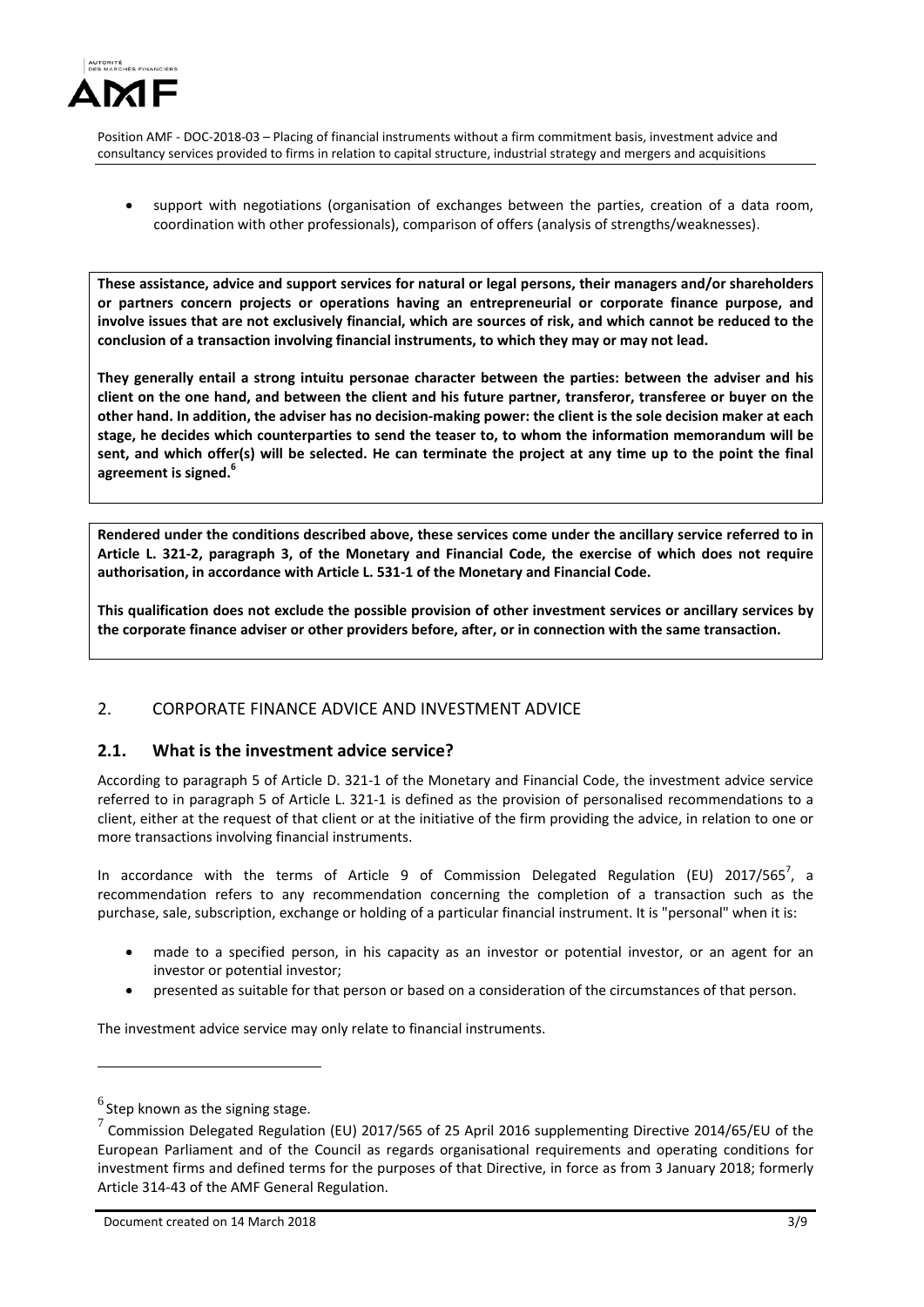- support with negotiations (organisation of exchanges between the parties, creation of a data room, coordination with other professionals), comparison of offers (analysis of strengths/weaknesses).

**These assistance, advice and support services for natural or legal persons, their managers and/or shareholders or partners concern projects or operations having an entrepreneurial or corporate finance purpose, and involve issues that are not exclusively financial, which are sources of risk, and which cannot be reduced to the conclusion of a transaction involving financial instruments, to which they may or may not lead.**

**They generally entail a strong intuitu personae character between the parties: between the adviser and his client on the one hand, and between the client and his future partner, transferor, transferee or buyer on the other hand. In addition, the adviser has no decision-making power: the client is the sole decision maker at each stage, he decides which counterparties to send the teaser to, to whom the information memorandum will be sent, and which offer(s) will be selected. He can terminate the project at any time up to the point the final agreement is signed.[6]**

**Rendered under the conditions described above, these services come under the ancillary service referred to in Article L. 321-2, paragraph 3, of the Monetary and Financial Code, the exercise of which does not require authorisation, in accordance with Article L. 531-1 of the Monetary and Financial Code.**

**This qualification does not exclude the possible provision of other investment services or ancillary services by the corporate finance adviser or other providers before, after, or in connection with the same transaction.**

## 2. CORPORATE FINANCE ADVICE AND INVESTMENT ADVICE

### 2.1. What is the investment advice service?

According to paragraph 5 of Article D. 321-1 of the Monetary and Financial Code, the investment advice service referred to in paragraph 5 of Article L. 321-1 is defined as the provision of personalised recommendations to a client, either at the request of that client or at the initiative of the firm providing the advice, in relation to one or more transactions involving financial instruments.

In accordance with the terms of Article 9 of Commission Delegated Regulation (EU) 2017/565[7], a recommendation refers to any recommendation concerning the completion of a transaction such as the purchase, sale, subscription, exchange or holding of a particular financial instrument. It is "personal" when it is:

- made to a specified person, in his capacity as an investor or potential investor, or an agent for an investor or potential investor;
- presented as suitable for that person or based on a consideration of the circumstances of that person.

The investment advice service may only relate to financial instruments.

---

[6] Step known as the signing stage.

[7] Commission Delegated Regulation (EU) 2017/565 of 25 April 2016 supplementing Directive 2014/65/EU of the European Parliament and of the Council as regards organisational requirements and operating conditions for investment firms and defined terms for the purposes of that Directive, in force as from 3 January 2018; formerly Article 314-43 of the AMF General Regulation.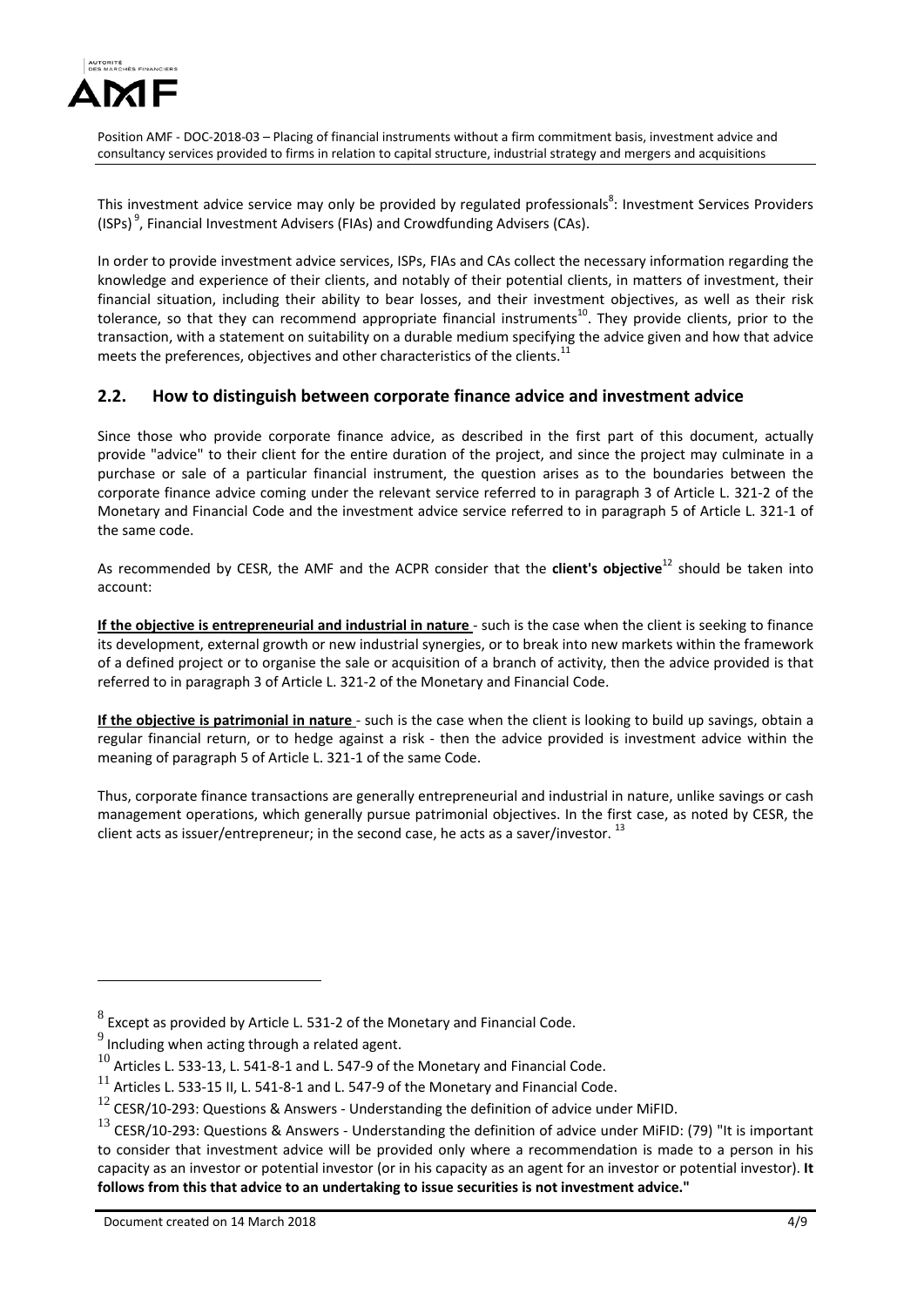This investment advice service may only be provided by regulated professionals[8]: Investment Services Providers (ISPs)[9], Financial Investment Advisers (FIAs) and Crowdfunding Advisers (CAs).

In order to provide investment advice services, ISPs, FIAs and CAs collect the necessary information regarding the knowledge and experience of their clients, and notably of their potential clients, in matters of investment, their financial situation, including their ability to bear losses, and their investment objectives, as well as their risk tolerance, so that they can recommend appropriate financial instruments[10]. They provide clients, prior to the transaction, with a statement on suitability on a durable medium specifying the advice given and how that advice meets the preferences, objectives and other characteristics of the clients.[11]

## 2.2. How to distinguish between corporate finance advice and investment advice

Since those who provide corporate finance advice, as described in the first part of this document, actually provide "advice" to their client for the entire duration of the project, and since the project may culminate in a purchase or sale of a particular financial instrument, the question arises as to the boundaries between the corporate finance advice coming under the relevant service referred to in paragraph 3 of Article L. 321-2 of the Monetary and Financial Code and the investment advice service referred to in paragraph 5 of Article L. 321-1 of the same code.

As recommended by CESR, the AMF and the ACPR consider that the **client's objective**[12] should be taken into account:

**<u>If the objective is entrepreneurial and industrial in nature</u>** - such is the case when the client is seeking to finance its development, external growth or new industrial synergies, or to break into new markets within the framework of a defined project or to organise the sale or acquisition of a branch of activity, then the advice provided is that referred to in paragraph 3 of Article L. 321-2 of the Monetary and Financial Code.

**<u>If the objective is patrimonial in nature</u>** - such is the case when the client is looking to build up savings, obtain a regular financial return, or to hedge against a risk - then the advice provided is investment advice within the meaning of paragraph 5 of Article L. 321-1 of the same Code.

Thus, corporate finance transactions are generally entrepreneurial and industrial in nature, unlike savings or cash management operations, which generally pursue patrimonial objectives. In the first case, as noted by CESR, the client acts as issuer/entrepreneur; in the second case, he acts as a saver/investor.[13]

---

[8] Except as provided by Article L. 531-2 of the Monetary and Financial Code.

[9] Including when acting through a related agent.

[10] Articles L. 533-13, L. 541-8-1 and L. 547-9 of the Monetary and Financial Code.

[11] Articles L. 533-15 II, L. 541-8-1 and L. 547-9 of the Monetary and Financial Code.

[12] CESR/10-293: Questions & Answers - Understanding the definition of advice under MiFID.

[13] CESR/10-293: Questions & Answers - Understanding the definition of advice under MiFID: (79) "It is important to consider that investment advice will be provided only where a recommendation is made to a person in his capacity as an investor or potential investor (or in his capacity as an agent for an investor or potential investor). **It follows from this that advice to an undertaking to issue securities is not investment advice."**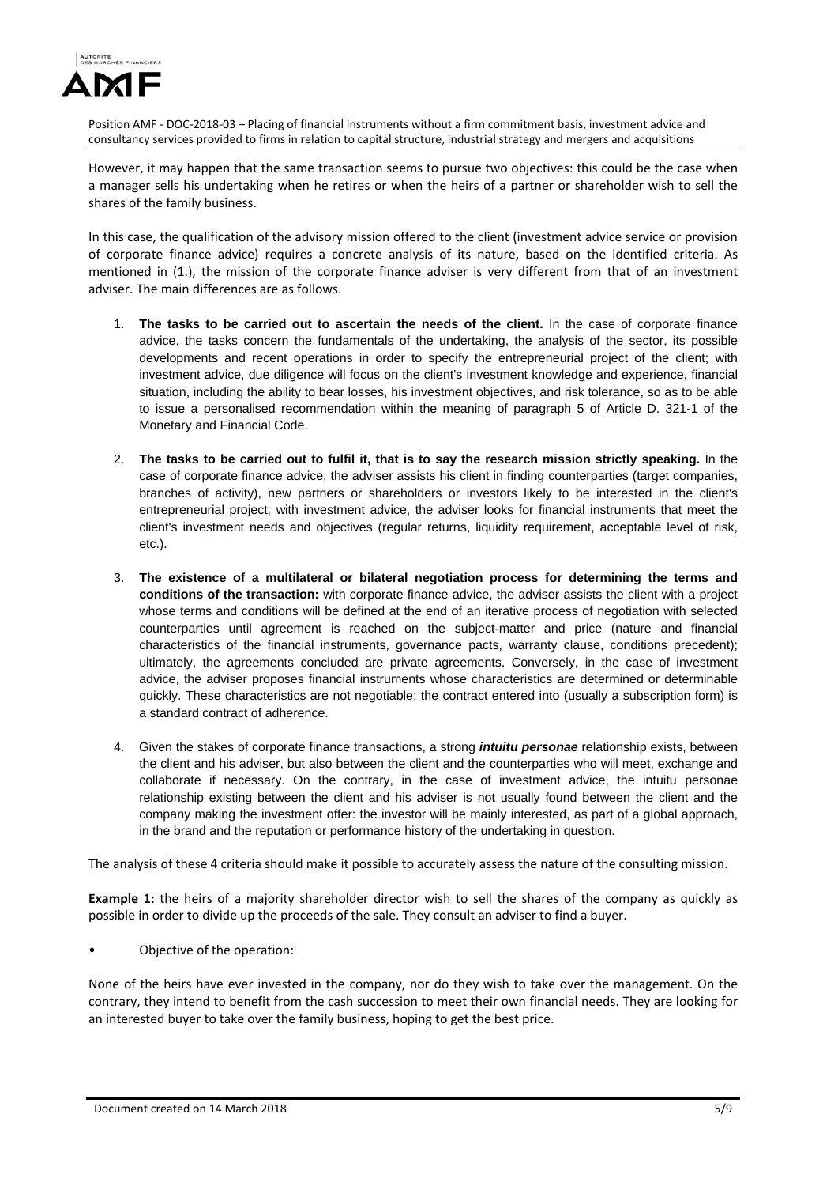However, it may happen that the same transaction seems to pursue two objectives: this could be the case when a manager sells his undertaking when he retires or when the heirs of a partner or shareholder wish to sell the shares of the family business.

In this case, the qualification of the advisory mission offered to the client (investment advice service or provision of corporate finance advice) requires a concrete analysis of its nature, based on the identified criteria. As mentioned in (1.), the mission of the corporate finance adviser is very different from that of an investment adviser. The main differences are as follows.

1. **The tasks to be carried out to ascertain the needs of the client.** In the case of corporate finance advice, the tasks concern the fundamentals of the undertaking, the analysis of the sector, its possible developments and recent operations in order to specify the entrepreneurial project of the client; with investment advice, due diligence will focus on the client's investment knowledge and experience, financial situation, including the ability to bear losses, his investment objectives, and risk tolerance, so as to be able to issue a personalised recommendation within the meaning of paragraph 5 of Article D. 321-1 of the Monetary and Financial Code.

2. **The tasks to be carried out to fulfil it, that is to say the research mission strictly speaking.** In the case of corporate finance advice, the adviser assists his client in finding counterparties (target companies, branches of activity), new partners or shareholders or investors likely to be interested in the client's entrepreneurial project; with investment advice, the adviser looks for financial instruments that meet the client's investment needs and objectives (regular returns, liquidity requirement, acceptable level of risk, etc.).

3. **The existence of a multilateral or bilateral negotiation process for determining the terms and conditions of the transaction:** with corporate finance advice, the adviser assists the client with a project whose terms and conditions will be defined at the end of an iterative process of negotiation with selected counterparties until agreement is reached on the subject-matter and price (nature and financial characteristics of the financial instruments, governance pacts, warranty clause, conditions precedent); ultimately, the agreements concluded are private agreements. Conversely, in the case of investment advice, the adviser proposes financial instruments whose characteristics are determined or determinable quickly. These characteristics are not negotiable: the contract entered into (usually a subscription form) is a standard contract of adherence.

4. Given the stakes of corporate finance transactions, a strong ***intuitu personae*** relationship exists, between the client and his adviser, but also between the client and the counterparties who will meet, exchange and collaborate if necessary. On the contrary, in the case of investment advice, the intuitu personae relationship existing between the client and his adviser is not usually found between the client and the company making the investment offer: the investor will be mainly interested, as part of a global approach, in the brand and the reputation or performance history of the undertaking in question.

The analysis of these 4 criteria should make it possible to accurately assess the nature of the consulting mission.

**Example 1:** the heirs of a majority shareholder director wish to sell the shares of the company as quickly as possible in order to divide up the proceeds of the sale. They consult an adviser to find a buyer.

- Objective of the operation:

None of the heirs have ever invested in the company, nor do they wish to take over the management. On the contrary, they intend to benefit from the cash succession to meet their own financial needs. They are looking for an interested buyer to take over the family business, hoping to get the best price.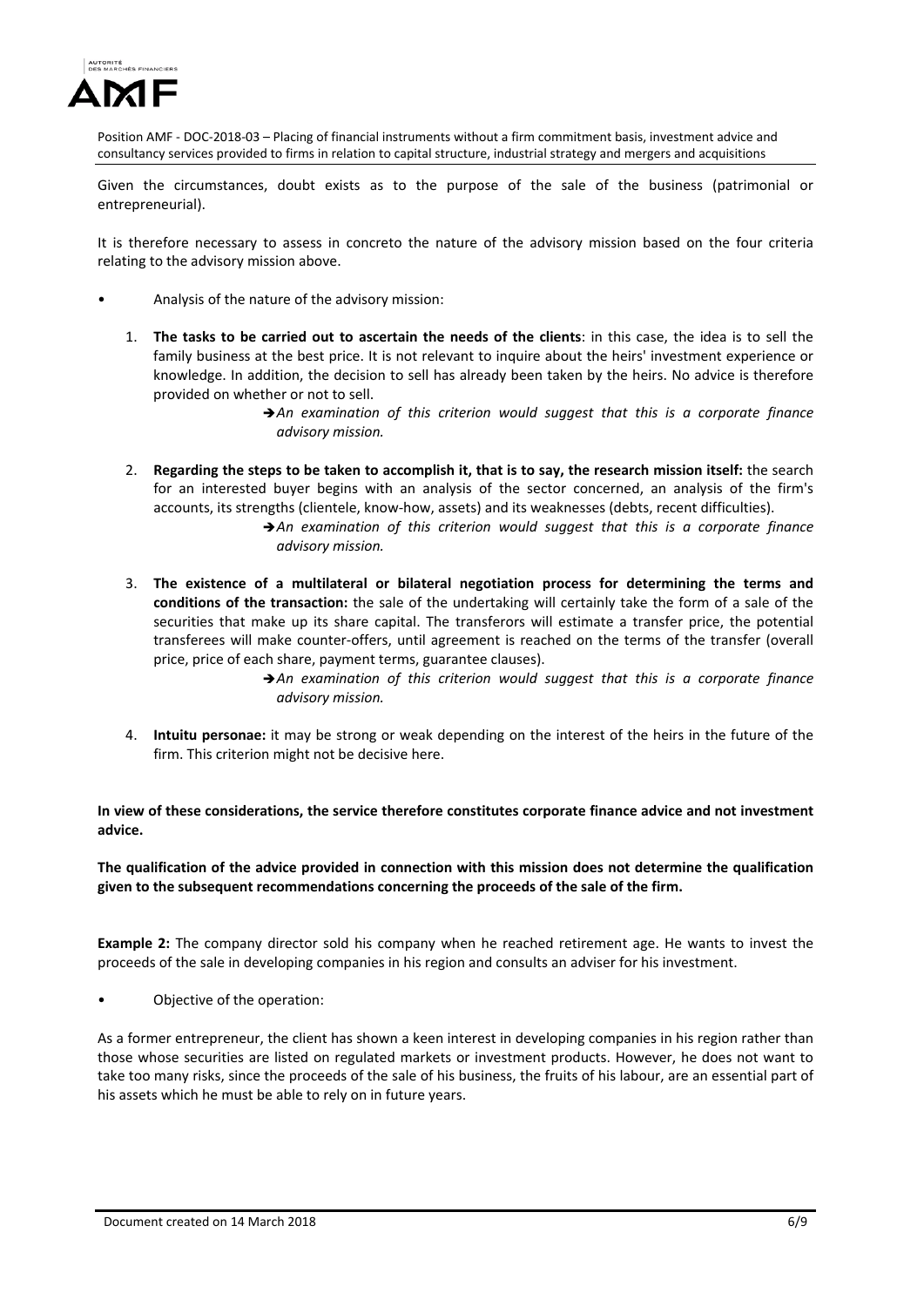Given the circumstances, doubt exists as to the purpose of the sale of the business (patrimonial or entrepreneurial).

It is therefore necessary to assess in concreto the nature of the advisory mission based on the four criteria relating to the advisory mission above.

- Analysis of the nature of the advisory mission:

1. **The tasks to be carried out to ascertain the needs of the clients**: in this case, the idea is to sell the family business at the best price. It is not relevant to inquire about the heirs' investment experience or knowledge. In addition, the decision to sell has already been taken by the heirs. No advice is therefore provided on whether or not to sell.

   ➔*An examination of this criterion would suggest that this is a corporate finance advisory mission.*

2. **Regarding the steps to be taken to accomplish it, that is to say, the research mission itself:** the search for an interested buyer begins with an analysis of the sector concerned, an analysis of the firm's accounts, its strengths (clientele, know-how, assets) and its weaknesses (debts, recent difficulties).

   ➔*An examination of this criterion would suggest that this is a corporate finance advisory mission.*

3. **The existence of a multilateral or bilateral negotiation process for determining the terms and conditions of the transaction:** the sale of the undertaking will certainly take the form of a sale of the securities that make up its share capital. The transferors will estimate a transfer price, the potential transferees will make counter-offers, until agreement is reached on the terms of the transfer (overall price, price of each share, payment terms, guarantee clauses).

   ➔*An examination of this criterion would suggest that this is a corporate finance advisory mission.*

4. **Intuitu personae:** it may be strong or weak depending on the interest of the heirs in the future of the firm. This criterion might not be decisive here.

**In view of these considerations, the service therefore constitutes corporate finance advice and not investment advice.**

**The qualification of the advice provided in connection with this mission does not determine the qualification given to the subsequent recommendations concerning the proceeds of the sale of the firm.**

**Example 2:** The company director sold his company when he reached retirement age. He wants to invest the proceeds of the sale in developing companies in his region and consults an adviser for his investment.

- Objective of the operation:

As a former entrepreneur, the client has shown a keen interest in developing companies in his region rather than those whose securities are listed on regulated markets or investment products. However, he does not want to take too many risks, since the proceeds of the sale of his business, the fruits of his labour, are an essential part of his assets which he must be able to rely on in future years.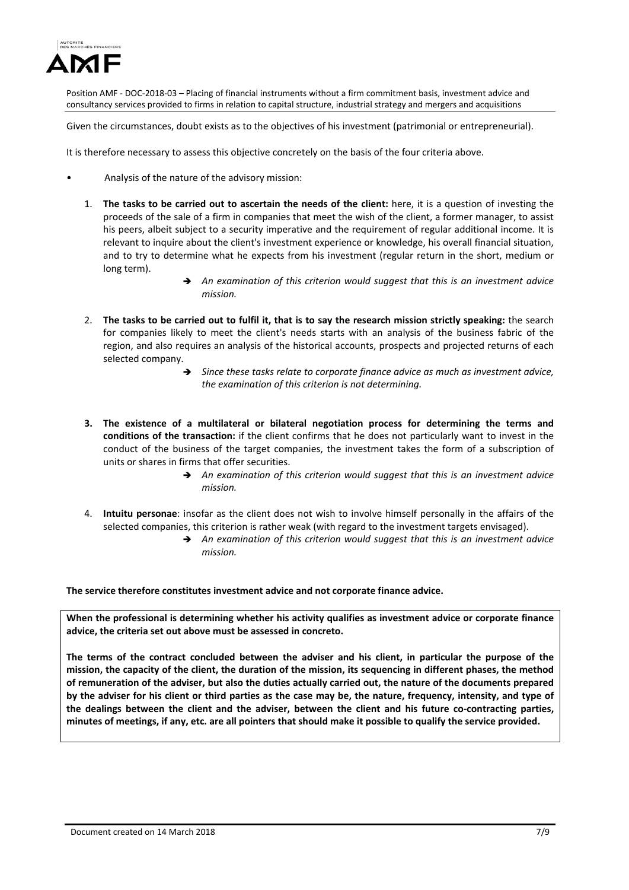Given the circumstances, doubt exists as to the objectives of his investment (patrimonial or entrepreneurial).

It is therefore necessary to assess this objective concretely on the basis of the four criteria above.

- Analysis of the nature of the advisory mission:

1. **The tasks to be carried out to ascertain the needs of the client:** here, it is a question of investing the proceeds of the sale of a firm in companies that meet the wish of the client, a former manager, to assist his peers, albeit subject to a security imperative and the requirement of regular additional income. It is relevant to inquire about the client's investment experience or knowledge, his overall financial situation, and to try to determine what he expects from his investment (regular return in the short, medium or long term).

   ➔ *An examination of this criterion would suggest that this is an investment advice mission.*

2. **The tasks to be carried out to fulfil it, that is to say the research mission strictly speaking:** the search for companies likely to meet the client's needs starts with an analysis of the business fabric of the region, and also requires an analysis of the historical accounts, prospects and projected returns of each selected company.

   ➔ *Since these tasks relate to corporate finance advice as much as investment advice, the examination of this criterion is not determining.*

3. **The existence of a multilateral or bilateral negotiation process for determining the terms and conditions of the transaction:** if the client confirms that he does not particularly want to invest in the conduct of the business of the target companies, the investment takes the form of a subscription of units or shares in firms that offer securities.

   ➔ *An examination of this criterion would suggest that this is an investment advice mission.*

4. **Intuitu personae**: insofar as the client does not wish to involve himself personally in the affairs of the selected companies, this criterion is rather weak (with regard to the investment targets envisaged).

   ➔ *An examination of this criterion would suggest that this is an investment advice mission.*

**The service therefore constitutes investment advice and not corporate finance advice.**

**When the professional is determining whether his activity qualifies as investment advice or corporate finance advice, the criteria set out above must be assessed in concreto.**

**The terms of the contract concluded between the adviser and his client, in particular the purpose of the mission, the capacity of the client, the duration of the mission, its sequencing in different phases, the method of remuneration of the adviser, but also the duties actually carried out, the nature of the documents prepared by the adviser for his client or third parties as the case may be, the nature, frequency, intensity, and type of the dealings between the client and the adviser, between the client and his future co-contracting parties, minutes of meetings, if any, etc. are all pointers that should make it possible to qualify the service provided.**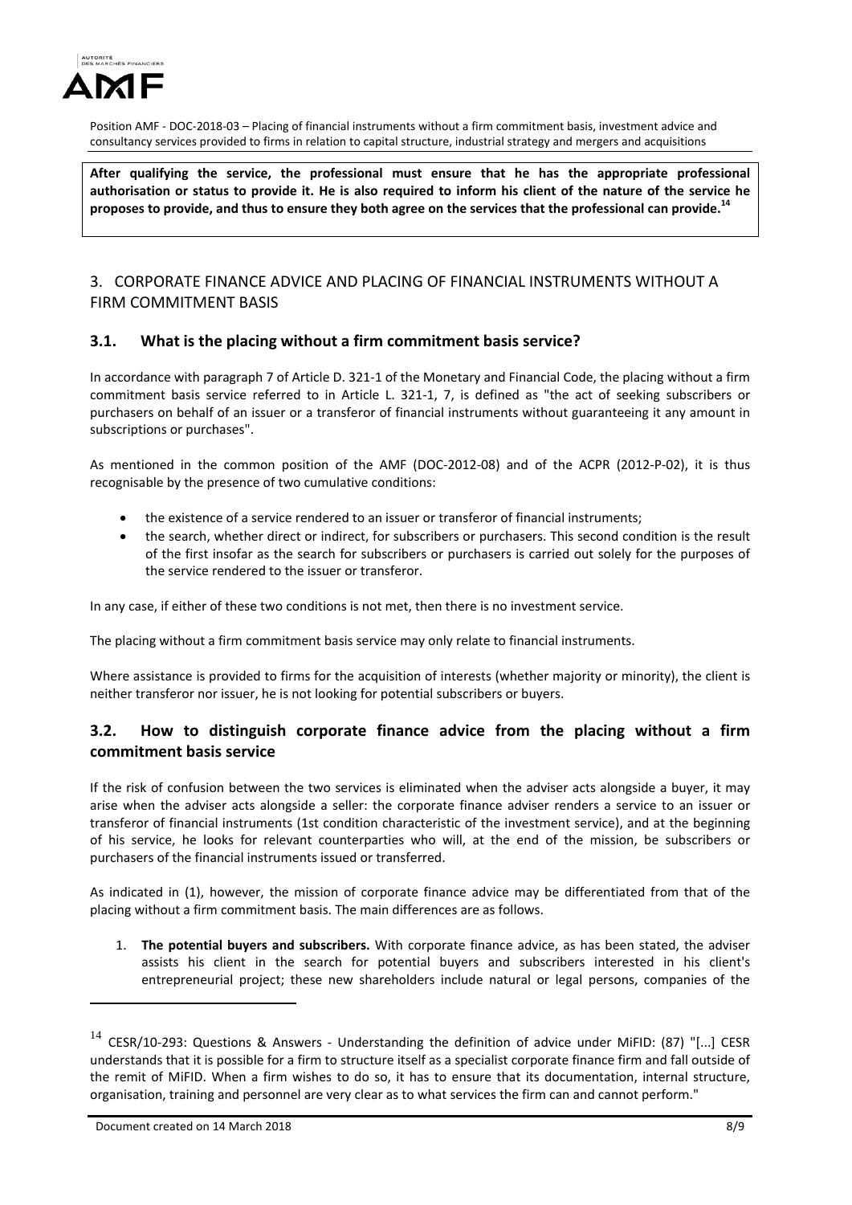**After qualifying the service, the professional must ensure that he has the appropriate professional authorisation or status to provide it. He is also required to inform his client of the nature of the service he proposes to provide, and thus to ensure they both agree on the services that the professional can provide.[14]**

## 3. CORPORATE FINANCE ADVICE AND PLACING OF FINANCIAL INSTRUMENTS WITHOUT A FIRM COMMITMENT BASIS

### 3.1. What is the placing without a firm commitment basis service?

In accordance with paragraph 7 of Article D. 321-1 of the Monetary and Financial Code, the placing without a firm commitment basis service referred to in Article L. 321-1, 7, is defined as "the act of seeking subscribers or purchasers on behalf of an issuer or a transferor of financial instruments without guaranteeing it any amount in subscriptions or purchases".

As mentioned in the common position of the AMF (DOC-2012-08) and of the ACPR (2012-P-02), it is thus recognisable by the presence of two cumulative conditions:

- the existence of a service rendered to an issuer or transferor of financial instruments;
- the search, whether direct or indirect, for subscribers or purchasers. This second condition is the result of the first insofar as the search for subscribers or purchasers is carried out solely for the purposes of the service rendered to the issuer or transferor.

In any case, if either of these two conditions is not met, then there is no investment service.

The placing without a firm commitment basis service may only relate to financial instruments.

Where assistance is provided to firms for the acquisition of interests (whether majority or minority), the client is neither transferor nor issuer, he is not looking for potential subscribers or buyers.

### 3.2. How to distinguish corporate finance advice from the placing without a firm commitment basis service

If the risk of confusion between the two services is eliminated when the adviser acts alongside a buyer, it may arise when the adviser acts alongside a seller: the corporate finance adviser renders a service to an issuer or transferor of financial instruments (1st condition characteristic of the investment service), and at the beginning of his service, he looks for relevant counterparties who will, at the end of the mission, be subscribers or purchasers of the financial instruments issued or transferred.

As indicated in (1), however, the mission of corporate finance advice may be differentiated from that of the placing without a firm commitment basis. The main differences are as follows.

1. **The potential buyers and subscribers.** With corporate finance advice, as has been stated, the adviser assists his client in the search for potential buyers and subscribers interested in his client's entrepreneurial project; these new shareholders include natural or legal persons, companies of the

---

[14] CESR/10-293: Questions & Answers - Understanding the definition of advice under MiFID: (87) "[...] CESR understands that it is possible for a firm to structure itself as a specialist corporate finance firm and fall outside of the remit of MiFID. When a firm wishes to do so, it has to ensure that its documentation, internal structure, organisation, training and personnel are very clear as to what services the firm can and cannot perform."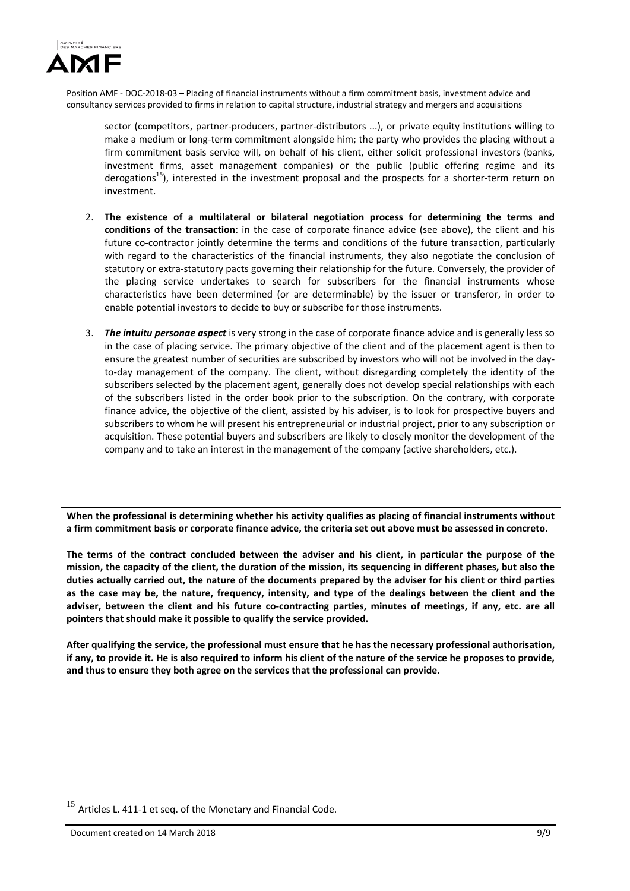sector (competitors, partner-producers, partner-distributors ...), or private equity institutions willing to make a medium or long-term commitment alongside him; the party who provides the placing without a firm commitment basis service will, on behalf of his client, either solicit professional investors (banks, investment firms, asset management companies) or the public (public offering regime and its derogations[15]), interested in the investment proposal and the prospects for a shorter-term return on investment.

2. **The existence of a multilateral or bilateral negotiation process for determining the terms and conditions of the transaction**: in the case of corporate finance advice (see above), the client and his future co-contractor jointly determine the terms and conditions of the future transaction, particularly with regard to the characteristics of the financial instruments, they also negotiate the conclusion of statutory or extra-statutory pacts governing their relationship for the future. Conversely, the provider of the placing service undertakes to search for subscribers for the financial instruments whose characteristics have been determined (or are determinable) by the issuer or transferor, in order to enable potential investors to decide to buy or subscribe for those instruments.

3. ***The intuitu personae aspect*** is very strong in the case of corporate finance advice and is generally less so in the case of placing service. The primary objective of the client and of the placement agent is then to ensure the greatest number of securities are subscribed by investors who will not be involved in the day-to-day management of the company. The client, without disregarding completely the identity of the subscribers selected by the placement agent, generally does not develop special relationships with each of the subscribers listed in the order book prior to the subscription. On the contrary, with corporate finance advice, the objective of the client, assisted by his adviser, is to look for prospective buyers and subscribers to whom he will present his entrepreneurial or industrial project, prior to any subscription or acquisition. These potential buyers and subscribers are likely to closely monitor the development of the company and to take an interest in the management of the company (active shareholders, etc.).

**When the professional is determining whether his activity qualifies as placing of financial instruments without a firm commitment basis or corporate finance advice, the criteria set out above must be assessed in concreto.**

**The terms of the contract concluded between the adviser and his client, in particular the purpose of the mission, the capacity of the client, the duration of the mission, its sequencing in different phases, but also the duties actually carried out, the nature of the documents prepared by the adviser for his client or third parties as the case may be, the nature, frequency, intensity, and type of the dealings between the client and the adviser, between the client and his future co-contracting parties, minutes of meetings, if any, etc. are all pointers that should make it possible to qualify the service provided.**

**After qualifying the service, the professional must ensure that he has the necessary professional authorisation, if any, to provide it. He is also required to inform his client of the nature of the service he proposes to provide, and thus to ensure they both agree on the services that the professional can provide.**

[15] Articles L. 411-1 et seq. of the Monetary and Financial Code.